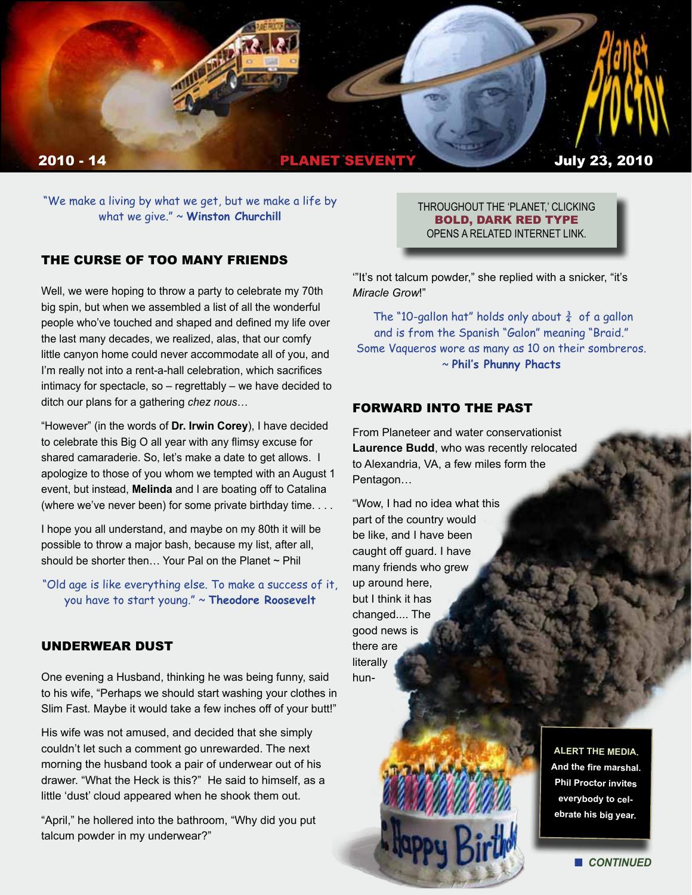2010 - 14 **PLANET SEVENTY** July 23, 2010

"We make a living by what we get, but we make a life by what we give." ~ **Winston Churchill**

THROUGHOUT THE 'PLANET,' CLICKING **BOLD, DARK RED TYPE** OPENS A RELATED INTERNET LINK.

## THE CURSE OF TOO MANY FRIENDS

Well, we were hoping to throw a party to celebrate my 70th big spin, but when we assembled a list of all the wonderful people who've touched and shaped and defined my life over the last many decades, we realized, alas, that our comfy little canyon home could never accommodate all of you, and I'm really not into a rent-a-hall celebration, which sacrifices intimacy for spectacle, so – regrettably – we have decided to ditch our plans for a gathering *chez nous*…

"However" (in the words of **Dr. Irwin Corey**), I have decided to celebrate this Big O all year with any flimsy excuse for shared camaraderie. So, let's make a date to get allows. I apologize to those of you whom we tempted with an August 1 event, but instead, **Melinda** and I are boating off to Catalina (where we've never been) for some private birthday time. . . .

I hope you all understand, and maybe on my 80th it will be possible to throw a major bash, because my list, after all, should be shorter then… Your Pal on the Planet ~ Phil

"Old age is like everything else. To make a success of it, you have to start young." ~ **Theodore Roosevelt**

## UNDERWEAR DUST

One evening a Husband, thinking he was being funny, said to his wife, "Perhaps we should start washing your clothes in Slim Fast. Maybe it would take a few inches off of your butt!"

His wife was not amused, and decided that she simply couldn't let such a comment go unrewarded. The next morning the husband took a pair of underwear out of his drawer. "What the Heck is this?" He said to himself, as a little 'dust' cloud appeared when he shook them out.

"April," he hollered into the bathroom, "Why did you put talcum powder in my underwear?"

'"It's not talcum powder," she replied with a snicker, "it's *Miracle Grow*!"

The "10-gallon hat" holds only about ¾ of a gallon and is from the Spanish "Galon" meaning "Braid." Some Vaqueros wore as many as 10 on their sombreros. ~ **Phil's Phunny Phacts**

## FORWARD INTO THE PAST

From Planeteer and water conservationist **Laurence Budd**, who was recently relocated to Alexandria, VA, a few miles form the Pentagon…

"Wow, I had no idea what this part of the country would be like, and I have been caught off guard. I have many friends who grew up around here, but I think it has changed.... The good news is there are literally hun-

**ALERT THE MEDIA.** And the fire marshal. Phil Proctor invites everybody to celebrate his big year.

■ *CONTINUED*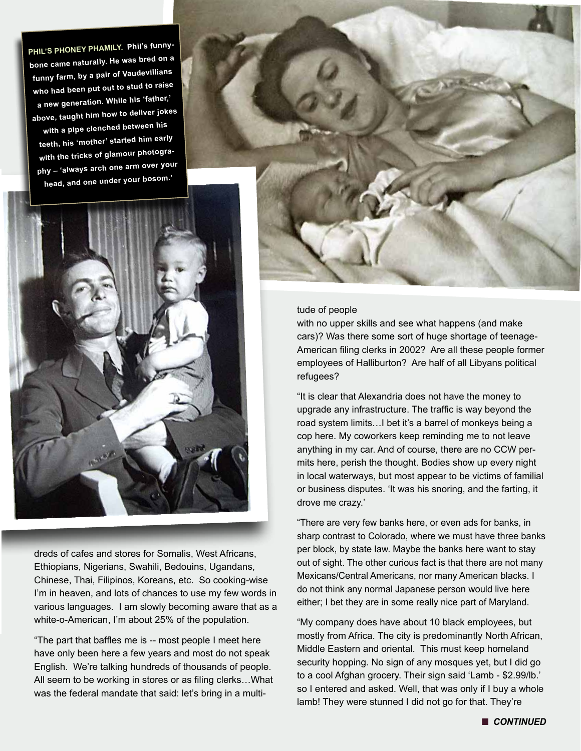**PHIL'S PHONEY PHAMILY.** Phil's funny-bone came naturally. He was bred on a funny farm, by a pair of Vaudevillians who had been put out to stud to raise a new generation. While his 'father,' above, taught him how to deliver jokes with a pipe clenched between his teeth, his 'mother' started him early with the tricks of glamour photography – 'always arch one arm over your head, and one under your bosom.'

dreds of cafes and stores for Somalis, West Africans, Ethiopians, Nigerians, Swahili, Bedouins, Ugandans, Chinese, Thai, Filipinos, Koreans, etc. So cooking-wise I'm in heaven, and lots of chances to use my few words in various languages. I am slowly becoming aware that as a white-o-American, I'm about 25% of the population.

"The part that baffles me is -- most people I meet here have only been here a few years and most do not speak English. We're talking hundreds of thousands of people. All seem to be working in stores or as filing clerks…What was the federal mandate that said: let's bring in a multitude of people with no upper skills and see what happens (and make cars)? Was there some sort of huge shortage of teenage-American filing clerks in 2002? Are all these people former employees of Halliburton? Are half of all Libyans political refugees?

"It is clear that Alexandria does not have the money to upgrade any infrastructure. The traffic is way beyond the road system limits…I bet it's a barrel of monkeys being a cop here. My coworkers keep reminding me to not leave anything in my car. And of course, there are no CCW permits here, perish the thought. Bodies show up every night in local waterways, but most appear to be victims of familial or business disputes. 'It was his snoring, and the farting, it drove me crazy.'

"There are very few banks here, or even ads for banks, in sharp contrast to Colorado, where we must have three banks per block, by state law. Maybe the banks here want to stay out of sight. The other curious fact is that there are not many Mexicans/Central Americans, nor many American blacks. I do not think any normal Japanese person would live here either; I bet they are in some really nice part of Maryland.

"My company does have about 10 black employees, but mostly from Africa. The city is predominantly North African, Middle Eastern and oriental. This must keep homeland security hopping. No sign of any mosques yet, but I did go to a cool Afghan grocery. Their sign said 'Lamb - $2.99/lb.' so I entered and asked. Well, that was only if I buy a whole lamb! They were stunned I did not go for that. They're

■ ***CONTINUED***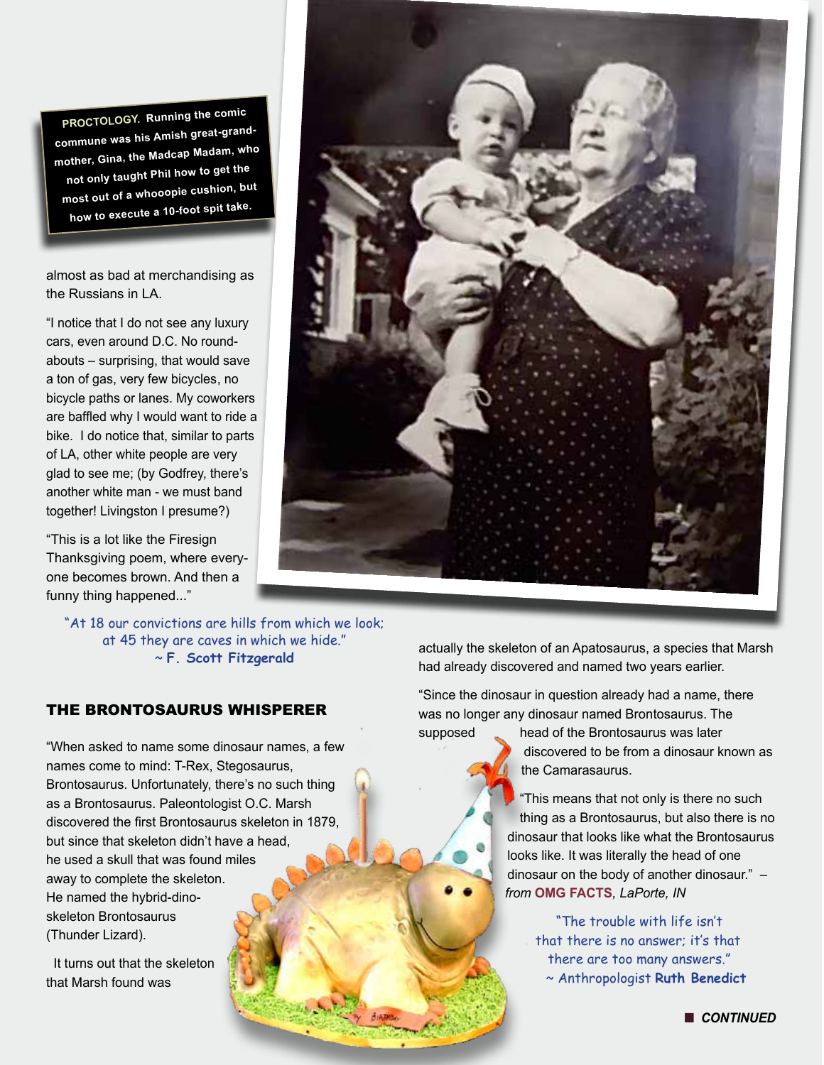**PROCTOLOGY.** Running the comic commune was his Amish great-grand-mother, Gina, the Madcap Madam, who not only taught Phil how to get the most out of a whooopie cushion, but how to execute a 10-foot spit take.

almost as bad at merchandising as the Russians in LA.

"I notice that I do not see any luxury cars, even around D.C. No round-abouts – surprising, that would save a ton of gas, very few bicycles, no bicycle paths or lanes. My coworkers are baffled why I would want to ride a bike. I do notice that, similar to parts of LA, other white people are very glad to see me; (by Godfrey, there's another white man - we must band together! Livingston I presume?)

"This is a lot like the Firesign Thanksgiving poem, where every-one becomes brown. And then a funny thing happened..."

"At 18 our convictions are hills from which we look; at 45 they are caves in which we hide."
~ **F. Scott Fitzgerald**

## THE BRONTOSAURUS WHISPERER

"When asked to name some dinosaur names, a few names come to mind: T-Rex, Stegosaurus, Brontosaurus. Unfortunately, there's no such thing as a Brontosaurus. Paleontologist O.C. Marsh discovered the first Brontosaurus skeleton in 1879, but since that skeleton didn't have a head, he used a skull that was found miles away to complete the skeleton. He named the hybrid-dino-skeleton Brontosaurus (Thunder Lizard).

It turns out that the skeleton that Marsh found was actually the skeleton of an Apatosaurus, a species that Marsh had already discovered and named two years earlier.

"Since the dinosaur in question already had a name, there was no longer any dinosaur named Brontosaurus. The supposed head of the Brontosaurus was later discovered to be from a dinosaur known as the Camarasaurus.

"This means that not only is there no such thing as a Brontosaurus, but also there is no dinosaur that looks like what the Brontosaurus looks like. It was literally the head of one dinosaur on the body of another dinosaur." – *from* **OMG FACTS**, *LaPorte, IN*

"The trouble with life isn't that there is no answer; it's that there are too many answers."
~ Anthropologist **Ruth Benedict**

***CONTINUED***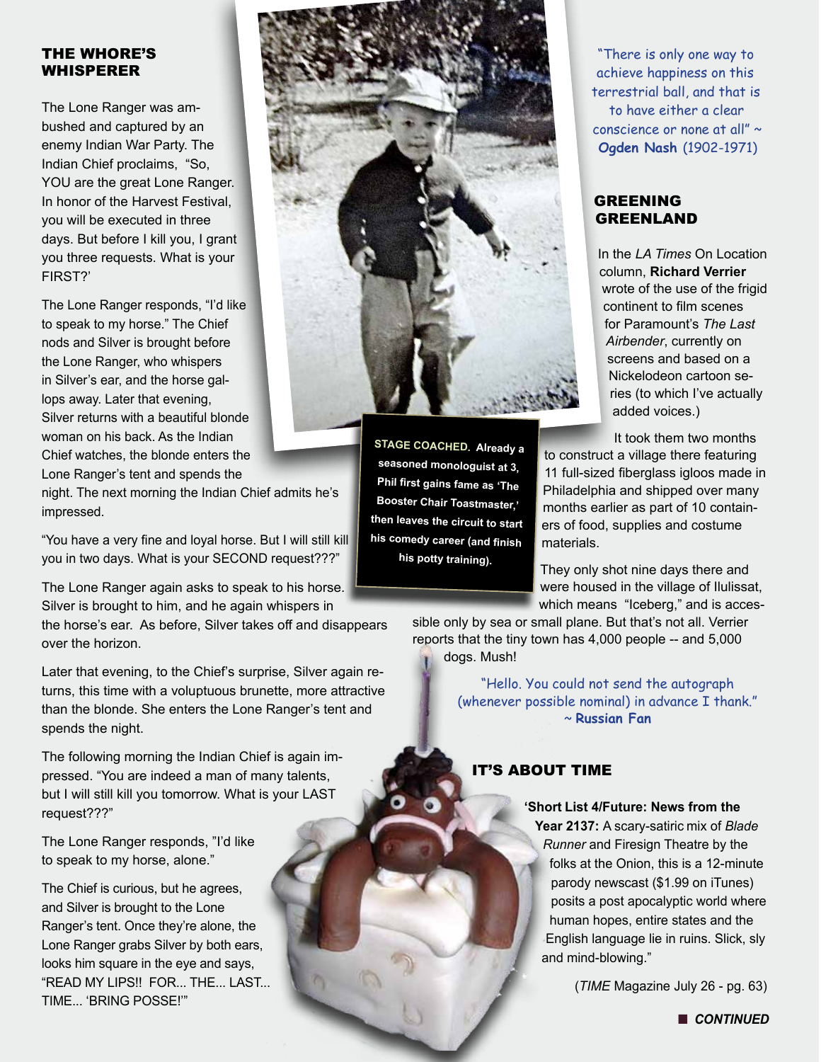## THE WHORE'S WHISPERER

The Lone Ranger was ambushed and captured by an enemy Indian War Party. The Indian Chief proclaims, "So, YOU are the great Lone Ranger. In honor of the Harvest Festival, you will be executed in three days. But before I kill you, I grant you three requests. What is your FIRST?'

The Lone Ranger responds, "I'd like to speak to my horse." The Chief nods and Silver is brought before the Lone Ranger, who whispers in Silver's ear, and the horse gallops away. Later that evening, Silver returns with a beautiful blonde woman on his back. As the Indian Chief watches, the blonde enters the Lone Ranger's tent and spends the night. The next morning the Indian Chief admits he's impressed.

"You have a very fine and loyal horse. But I will still kill you in two days. What is your SECOND request???"

The Lone Ranger again asks to speak to his horse. Silver is brought to him, and he again whispers in the horse's ear. As before, Silver takes off and disappears over the horizon.

Later that evening, to the Chief's surprise, Silver again returns, this time with a voluptuous brunette, more attractive than the blonde. She enters the Lone Ranger's tent and spends the night.

The following morning the Indian Chief is again impressed. "You are indeed a man of many talents, but I will still kill you tomorrow. What is your LAST request???"

The Lone Ranger responds, "I'd like to speak to my horse, alone."

The Chief is curious, but he agrees, and Silver is brought to the Lone Ranger's tent. Once they're alone, the Lone Ranger grabs Silver by both ears, looks him square in the eye and says, "READ MY LIPS!! FOR... THE... LAST... TIME... 'BRING POSSE!'"

**STAGE COACHED.** Already a seasoned monologuist at 3, Phil first gains fame as 'The Booster Chair Toastmaster,' then leaves the circuit to start his comedy career (and finish his potty training).

"There is only one way to achieve happiness on this terrestrial ball, and that is to have either a clear conscience or none at all" ~ **Ogden Nash** (1902-1971)

## GREENING GREENLAND

In the *LA Times* On Location column, **Richard Verrier** wrote of the use of the frigid continent to film scenes for Paramount's *The Last Airbender*, currently on screens and based on a Nickelodeon cartoon series (to which I've actually added voices.)

It took them two months to construct a village there featuring 11 full-sized fiberglass igloos made in Philadelphia and shipped over many months earlier as part of 10 containers of food, supplies and costume materials.

They only shot nine days there and were housed in the village of Ilulissat, which means "Iceberg," and is accessible only by sea or small plane. But that's not all. Verrier reports that the tiny town has 4,000 people -- and 5,000 dogs. Mush!

"Hello. You could not send the autograph (whenever possible nominal) in advance I thank." ~ **Russian Fan**

## IT'S ABOUT TIME

**'Short List 4/Future: News from the Year 2137:** A scary-satiric mix of *Blade Runner* and Firesign Theatre by the folks at the Onion, this is a 12-minute parody newscast ($1.99 on iTunes) posits a post apocalyptic world where human hopes, entire states and the English language lie in ruins. Slick, sly and mind-blowing."

(*TIME* Magazine July 26 - pg. 63)

■ ***CONTINUED***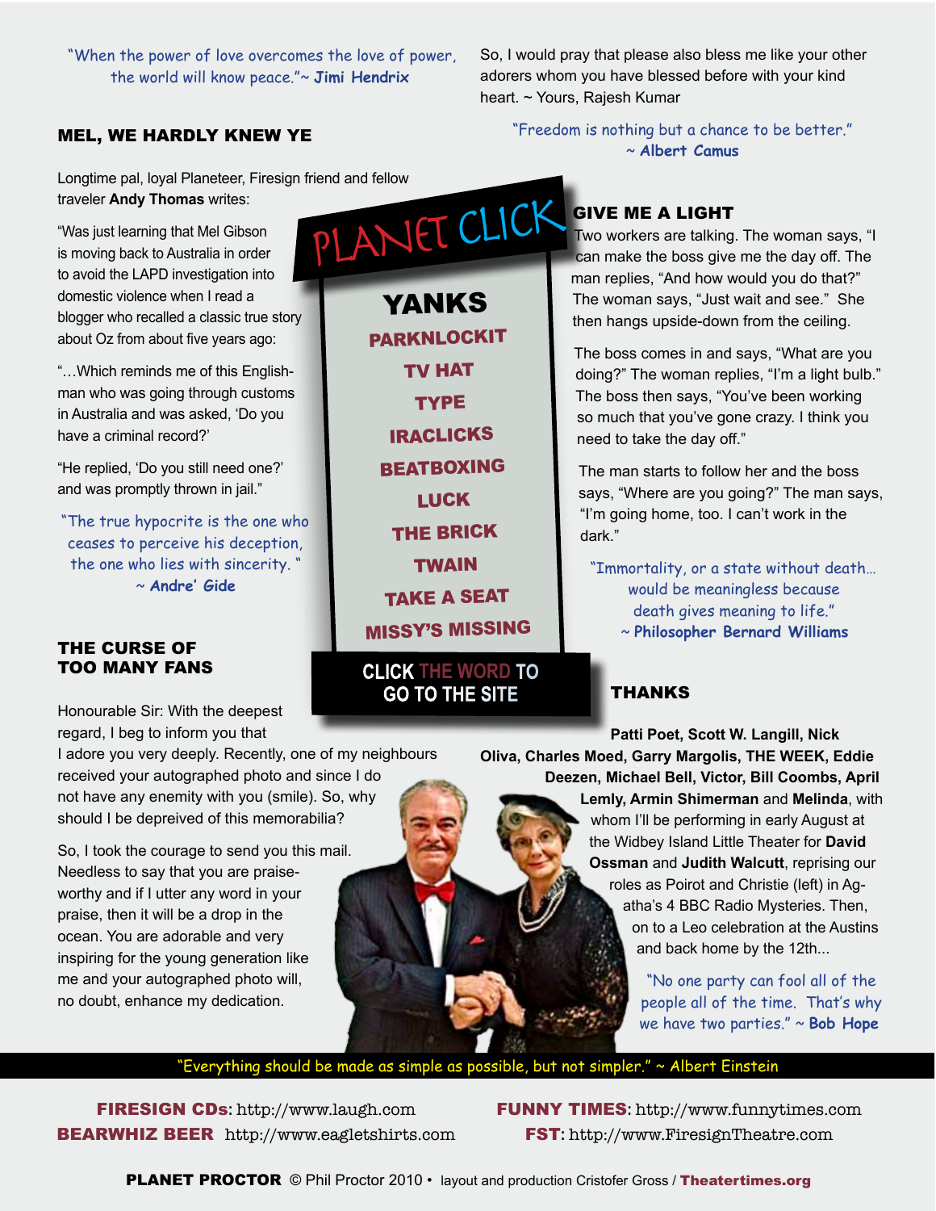"When the power of love overcomes the love of power, the world will know peace."~ **Jimi Hendrix**

## MEL, WE HARDLY KNEW YE

Longtime pal, loyal Planeteer, Firesign friend and fellow traveler **Andy Thomas** writes:

"Was just learning that Mel Gibson is moving back to Australia in order to avoid the LAPD investigation into domestic violence when I read a blogger who recalled a classic true story about Oz from about five years ago:

"…Which reminds me of this Englishman who was going through customs in Australia and was asked, 'Do you have a criminal record?'

"He replied, 'Do you still need one?' and was promptly thrown in jail."

"The true hypocrite is the one who ceases to perceive his deception, the one who lies with sincerity. " ~ **Andre' Gide**

## PLANET CLICK

**YANKS**

**PARKNLOCKIT**

**TV HAT**

**TYPE**

**IRACLICKS**

**BEATBOXING**

**LUCK**

**THE BRICK**

**TWAIN**

**TAKE A SEAT**

**MISSY'S MISSING**

**CLICK THE WORD TO GO TO THE SITE**

## THE CURSE OF TOO MANY FANS

Honourable Sir: With the deepest regard, I beg to inform you that I adore you very deeply. Recently, one of my neighbours received your autographed photo and since I do not have any enmity with you (smile). So, why should I be depreived of this memorabilia?

So, I took the courage to send you this mail. Needless to say that you are praiseworthy and if I utter any word in your praise, then it will be a drop in the ocean. You are adorable and very inspiring for the young generation like me and your autographed photo will, no doubt, enhance my dedication.

So, I would pray that please also bless me like your other adorers whom you have blessed before with your kind heart. ~ Yours, Rajesh Kumar

"Freedom is nothing but a chance to be better." ~ **Albert Camus**

## GIVE ME A LIGHT

Two workers are talking. The woman says, "I can make the boss give me the day off. The man replies, "And how would you do that?" The woman says, "Just wait and see." She then hangs upside-down from the ceiling.

The boss comes in and says, "What are you doing?" The woman replies, "I'm a light bulb." The boss then says, "You've been working so much that you've gone crazy. I think you need to take the day off."

The man starts to follow her and the boss says, "Where are you going?" The man says, "I'm going home, too. I can't work in the dark."

"Immortality, or a state without death… would be meaningless because death gives meaning to life." ~ **Philosopher Bernard Williams**

## THANKS

**Patti Poet, Scott W. Langill, Nick Oliva, Charles Moed, Garry Margolis, THE WEEK, Eddie Deezen, Michael Bell, Victor, Bill Coombs, April Lemly, Armin Shimerman** and **Melinda**, with whom I'll be performing in early August at the Widbey Island Little Theater for **David Ossman** and **Judith Walcutt**, reprising our roles as Poirot and Christie (left) in Agatha's 4 BBC Radio Mysteries. Then, on to a Leo celebration at the Austins and back home by the 12th...

"No one party can fool all of the people all of the time. That's why we have two parties." ~ **Bob Hope**

"Everything should be made as simple as possible, but not simpler." ~ Albert Einstein

**FIRESIGN CDs**: http://www.laugh.com
**BEARWHIZ BEER** http://www.eagletshirts.com
**FUNNY TIMES**: http://www.funnytimes.com
**FST**: http://www.FiresignTheatre.com

**PLANET PROCTOR** © Phil Proctor 2010 • layout and production Cristofer Gross / **Theatertimes.org**